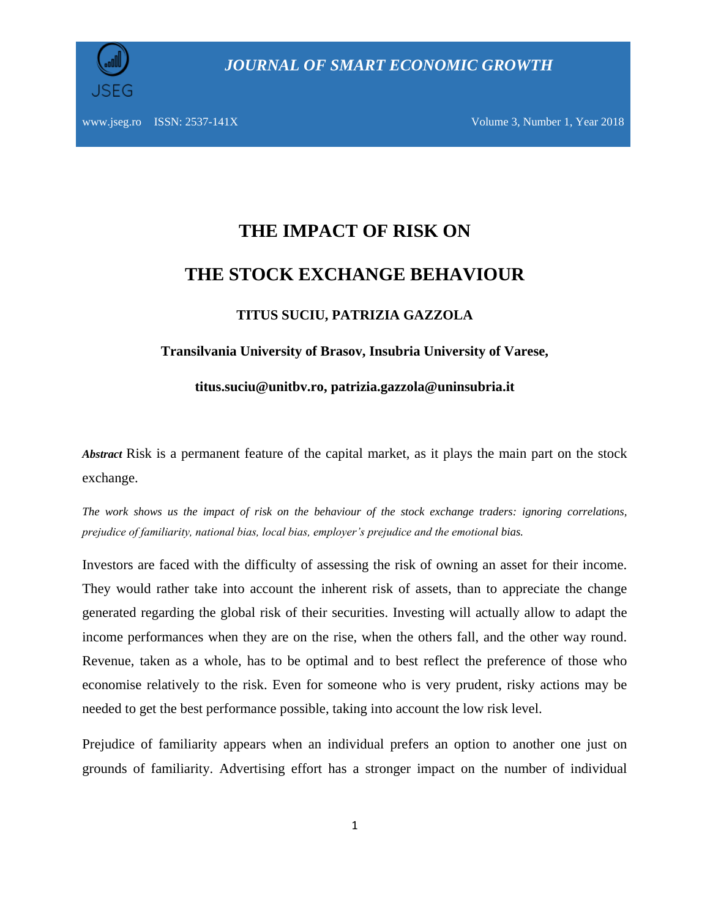# THE IMPACT OF RISK ON THE STOCK EXCHANGE BEHAVIOUR

**TITUS SUCIU, PATRIZIA GAZZOLA**

**Transilvania University of Brasov, Insubria University of Varese,**

**titus.suciu@unitbv.ro, patrizia.gazzola@uninsubria.it**

***Abstract*** Risk is a permanent feature of the capital market, as it plays the main part on the stock exchange.

*The work shows us the impact of risk on the behaviour of the stock exchange traders: ignoring correlations, prejudice of familiarity, national bias, local bias, employer's prejudice and the emotional bias.*

Investors are faced with the difficulty of assessing the risk of owning an asset for their income. They would rather take into account the inherent risk of assets, than to appreciate the change generated regarding the global risk of their securities. Investing will actually allow to adapt the income performances when they are on the rise, when the others fall, and the other way round. Revenue, taken as a whole, has to be optimal and to best reflect the preference of those who economise relatively to the risk. Even for someone who is very prudent, risky actions may be needed to get the best performance possible, taking into account the low risk level.

Prejudice of familiarity appears when an individual prefers an option to another one just on grounds of familiarity. Advertising effort has a stronger impact on the number of individual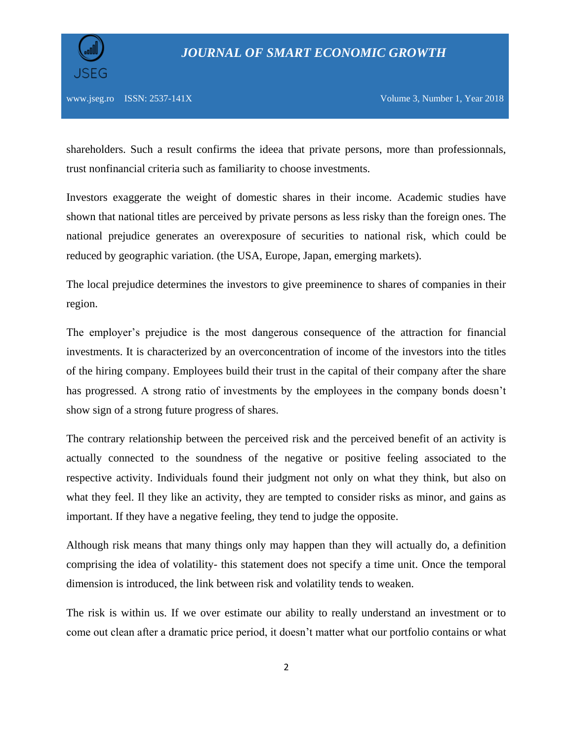shareholders. Such a result confirms the ideea that private persons, more than professionnals, trust nonfinancial criteria such as familiarity to choose investments.

Investors exaggerate the weight of domestic shares in their income. Academic studies have shown that national titles are perceived by private persons as less risky than the foreign ones. The national prejudice generates an overexposure of securities to national risk, which could be reduced by geographic variation. (the USA, Europe, Japan, emerging markets).

The local prejudice determines the investors to give preeminence to shares of companies in their region.

The employer's prejudice is the most dangerous consequence of the attraction for financial investments. It is characterized by an overconcentration of income of the investors into the titles of the hiring company. Employees build their trust in the capital of their company after the share has progressed. A strong ratio of investments by the employees in the company bonds doesn't show sign of a strong future progress of shares.

The contrary relationship between the perceived risk and the perceived benefit of an activity is actually connected to the soundness of the negative or positive feeling associated to the respective activity. Individuals found their judgment not only on what they think, but also on what they feel. Il they like an activity, they are tempted to consider risks as minor, and gains as important. If they have a negative feeling, they tend to judge the opposite.

Although risk means that many things only may happen than they will actually do, a definition comprising the idea of volatility- this statement does not specify a time unit. Once the temporal dimension is introduced, the link between risk and volatility tends to weaken.

The risk is within us. If we over estimate our ability to really understand an investment or to come out clean after a dramatic price period, it doesn't matter what our portfolio contains or what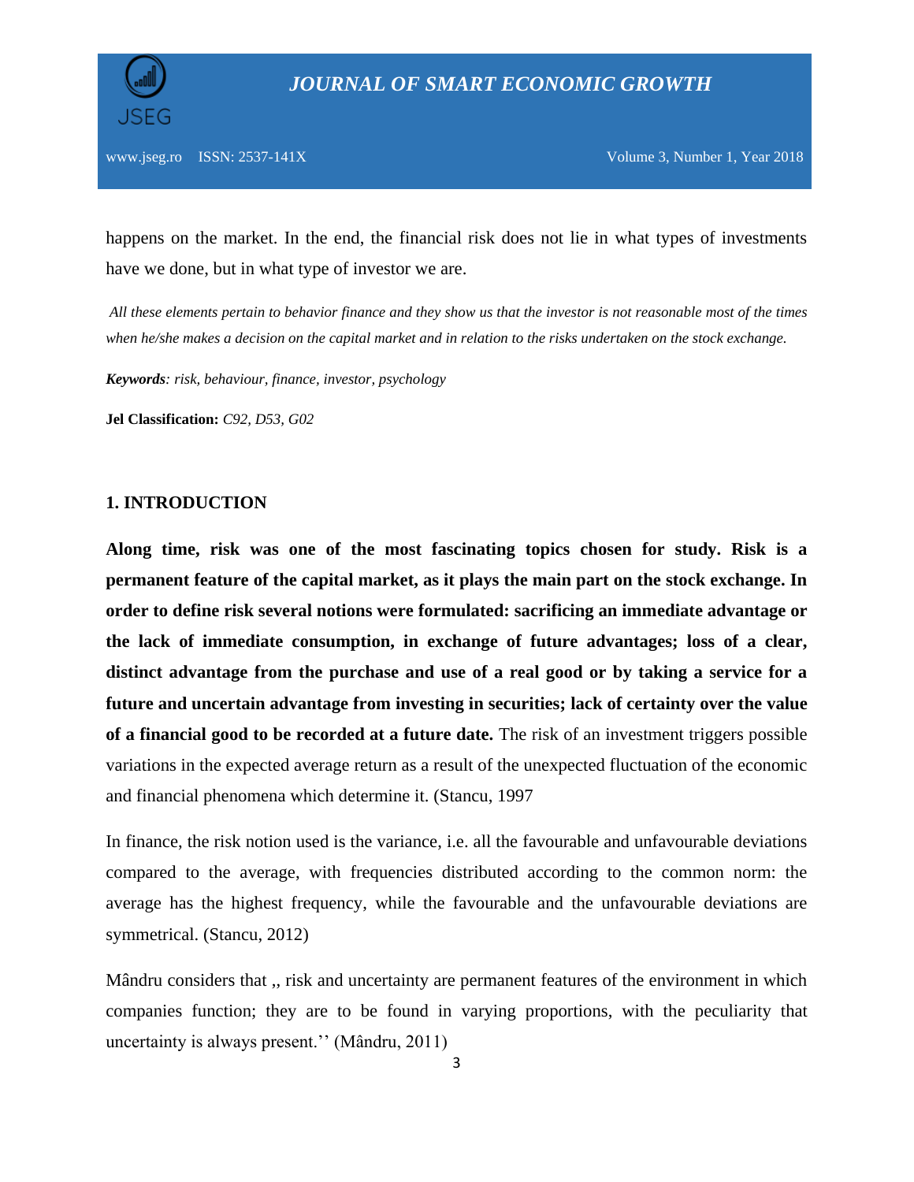happens on the market. In the end, the financial risk does not lie in what types of investments have we done, but in what type of investor we are.

*All these elements pertain to behavior finance and they show us that the investor is not reasonable most of the times when he/she makes a decision on the capital market and in relation to the risks undertaken on the stock exchange.*

***Keywords**: risk, behaviour, finance, investor, psychology*

**Jel Classification:** *C92, D53, G02*

## 1. INTRODUCTION

**Along time, risk was one of the most fascinating topics chosen for study. Risk is a permanent feature of the capital market, as it plays the main part on the stock exchange. In order to define risk several notions were formulated: sacrificing an immediate advantage or the lack of immediate consumption, in exchange of future advantages; loss of a clear, distinct advantage from the purchase and use of a real good or by taking a service for a future and uncertain advantage from investing in securities; lack of certainty over the value of a financial good to be recorded at a future date.** The risk of an investment triggers possible variations in the expected average return as a result of the unexpected fluctuation of the economic and financial phenomena which determine it. (Stancu, 1997

In finance, the risk notion used is the variance, i.e. all the favourable and unfavourable deviations compared to the average, with frequencies distributed according to the common norm: the average has the highest frequency, while the favourable and the unfavourable deviations are symmetrical. (Stancu, 2012)

Mândru considers that ,, risk and uncertainty are permanent features of the environment in which companies function; they are to be found in varying proportions, with the peculiarity that uncertainty is always present.'' (Mândru, 2011)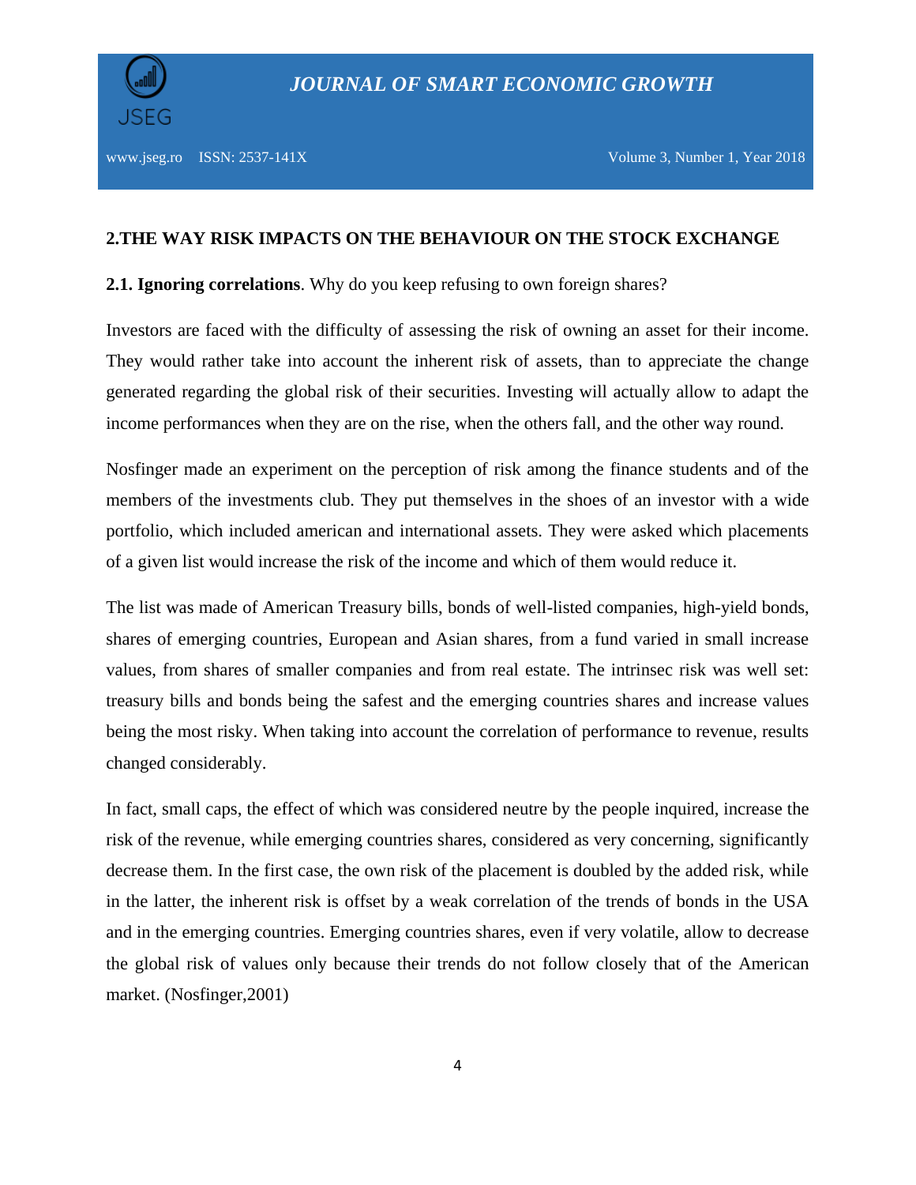## 2.THE WAY RISK IMPACTS ON THE BEHAVIOUR ON THE STOCK EXCHANGE

**2.1. Ignoring correlations**. Why do you keep refusing to own foreign shares?

Investors are faced with the difficulty of assessing the risk of owning an asset for their income. They would rather take into account the inherent risk of assets, than to appreciate the change generated regarding the global risk of their securities. Investing will actually allow to adapt the income performances when they are on the rise, when the others fall, and the other way round.

Nosfinger made an experiment on the perception of risk among the finance students and of the members of the investments club. They put themselves in the shoes of an investor with a wide portfolio, which included american and international assets. They were asked which placements of a given list would increase the risk of the income and which of them would reduce it.

The list was made of American Treasury bills, bonds of well-listed companies, high-yield bonds, shares of emerging countries, European and Asian shares, from a fund varied in small increase values, from shares of smaller companies and from real estate. The intrinsec risk was well set: treasury bills and bonds being the safest and the emerging countries shares and increase values being the most risky. When taking into account the correlation of performance to revenue, results changed considerably.

In fact, small caps, the effect of which was considered neutre by the people inquired, increase the risk of the revenue, while emerging countries shares, considered as very concerning, significantly decrease them. In the first case, the own risk of the placement is doubled by the added risk, while in the latter, the inherent risk is offset by a weak correlation of the trends of bonds in the USA and in the emerging countries. Emerging countries shares, even if very volatile, allow to decrease the global risk of values only because their trends do not follow closely that of the American market. (Nosfinger,2001)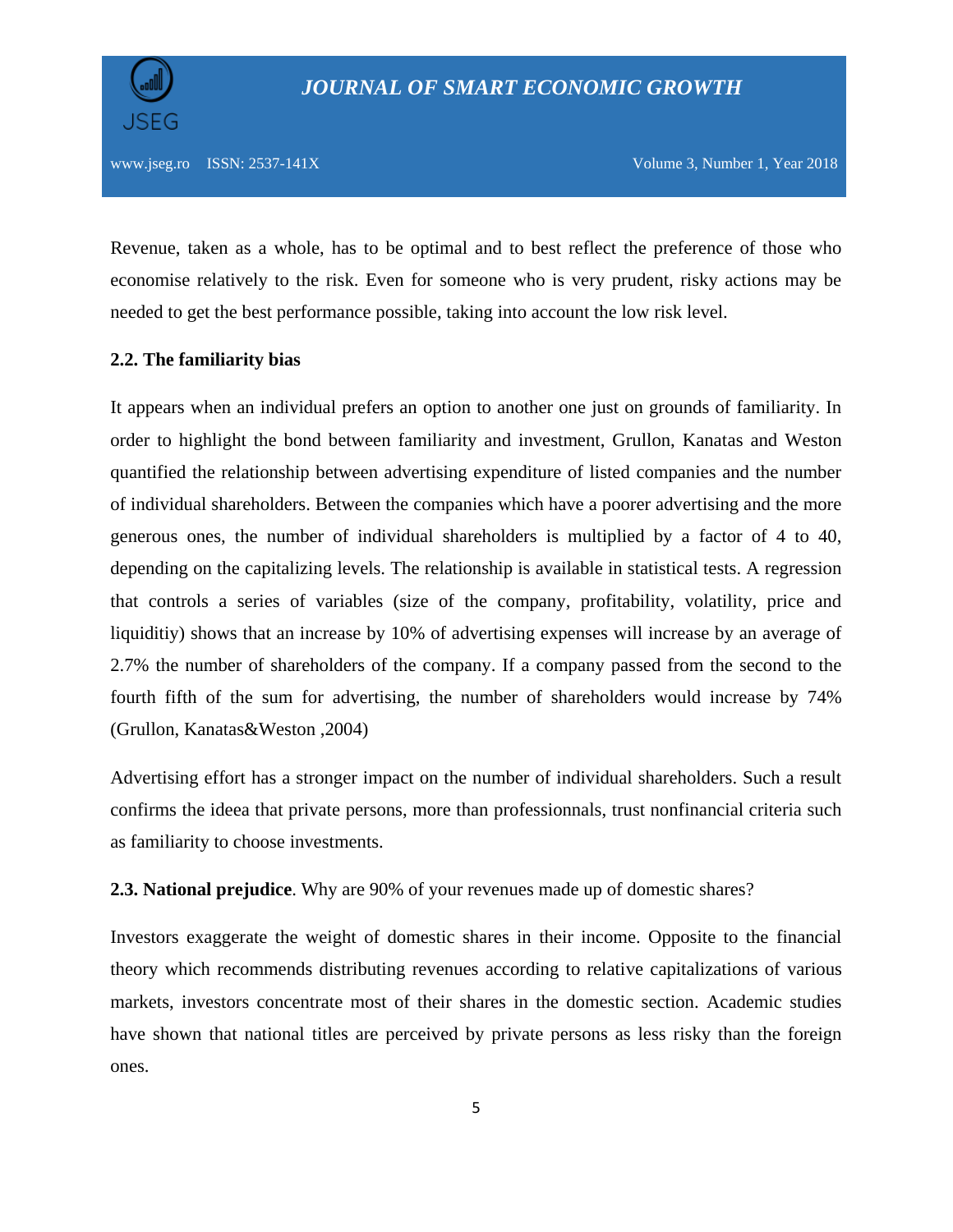Revenue, taken as a whole, has to be optimal and to best reflect the preference of those who economise relatively to the risk. Even for someone who is very prudent, risky actions may be needed to get the best performance possible, taking into account the low risk level.

### 2.2. The familiarity bias

It appears when an individual prefers an option to another one just on grounds of familiarity. In order to highlight the bond between familiarity and investment, Grullon, Kanatas and Weston quantified the relationship between advertising expenditure of listed companies and the number of individual shareholders. Between the companies which have a poorer advertising and the more generous ones, the number of individual shareholders is multiplied by a factor of 4 to 40, depending on the capitalizing levels. The relationship is available in statistical tests. A regression that controls a series of variables (size of the company, profitability, volatility, price and liquiditiy) shows that an increase by 10% of advertising expenses will increase by an average of 2.7% the number of shareholders of the company. If a company passed from the second to the fourth fifth of the sum for advertising, the number of shareholders would increase by 74% (Grullon, Kanatas&Weston ,2004)

Advertising effort has a stronger impact on the number of individual shareholders. Such a result confirms the ideea that private persons, more than professionnals, trust nonfinancial criteria such as familiarity to choose investments.

**2.3. National prejudice**. Why are 90% of your revenues made up of domestic shares?

Investors exaggerate the weight of domestic shares in their income. Opposite to the financial theory which recommends distributing revenues according to relative capitalizations of various markets, investors concentrate most of their shares in the domestic section. Academic studies have shown that national titles are perceived by private persons as less risky than the foreign ones.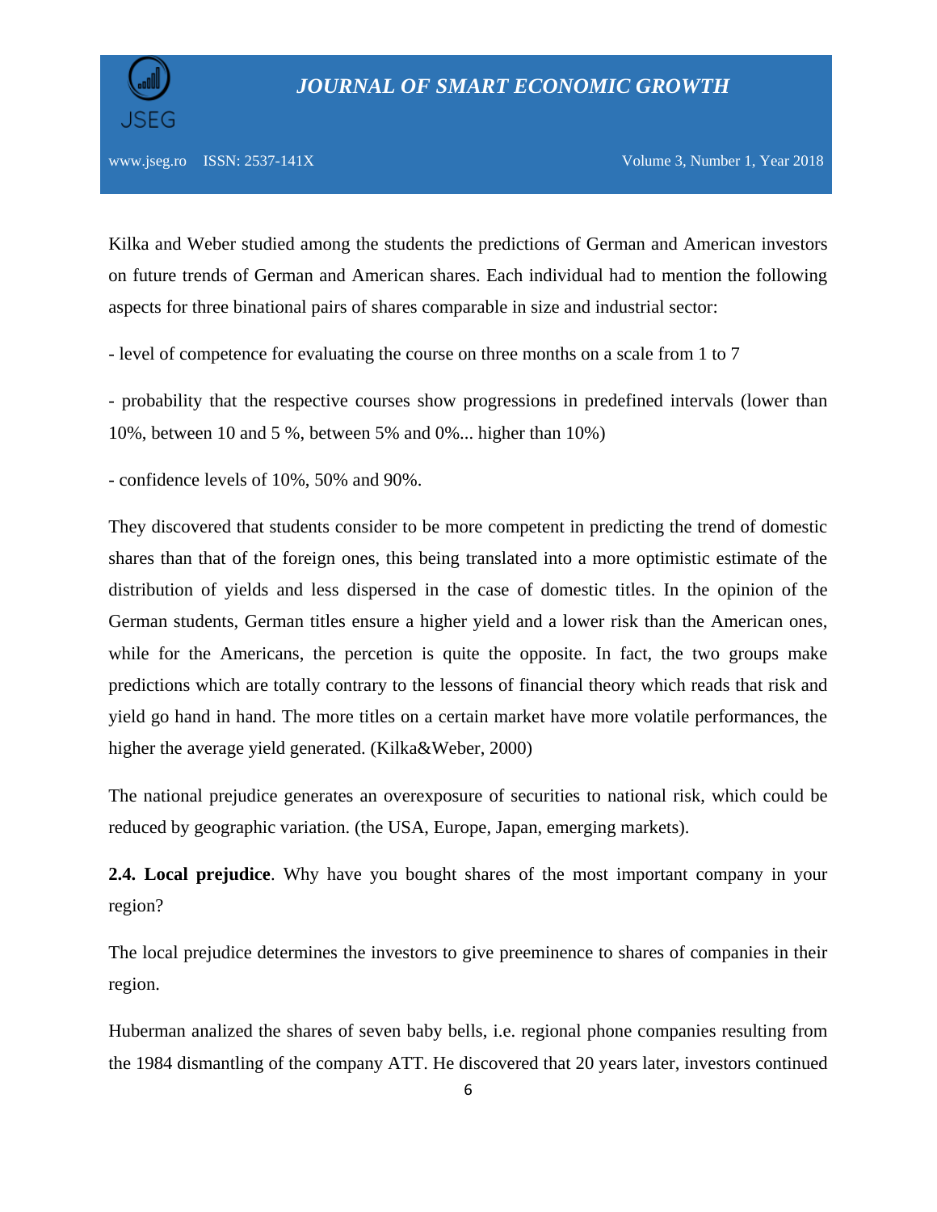Kilka and Weber studied among the students the predictions of German and American investors on future trends of German and American shares. Each individual had to mention the following aspects for three binational pairs of shares comparable in size and industrial sector:

- level of competence for evaluating the course on three months on a scale from 1 to 7

- probability that the respective courses show progressions in predefined intervals (lower than 10%, between 10 and 5 %, between 5% and 0%... higher than 10%)

- confidence levels of 10%, 50% and 90%.

They discovered that students consider to be more competent in predicting the trend of domestic shares than that of the foreign ones, this being translated into a more optimistic estimate of the distribution of yields and less dispersed in the case of domestic titles. In the opinion of the German students, German titles ensure a higher yield and a lower risk than the American ones, while for the Americans, the percetion is quite the opposite. In fact, the two groups make predictions which are totally contrary to the lessons of financial theory which reads that risk and yield go hand in hand. The more titles on a certain market have more volatile performances, the higher the average yield generated. (Kilka&Weber, 2000)

The national prejudice generates an overexposure of securities to national risk, which could be reduced by geographic variation. (the USA, Europe, Japan, emerging markets).

**2.4. Local prejudice**. Why have you bought shares of the most important company in your region?

The local prejudice determines the investors to give preeminence to shares of companies in their region.

Huberman analized the shares of seven baby bells, i.e. regional phone companies resulting from the 1984 dismantling of the company ATT. He discovered that 20 years later, investors continued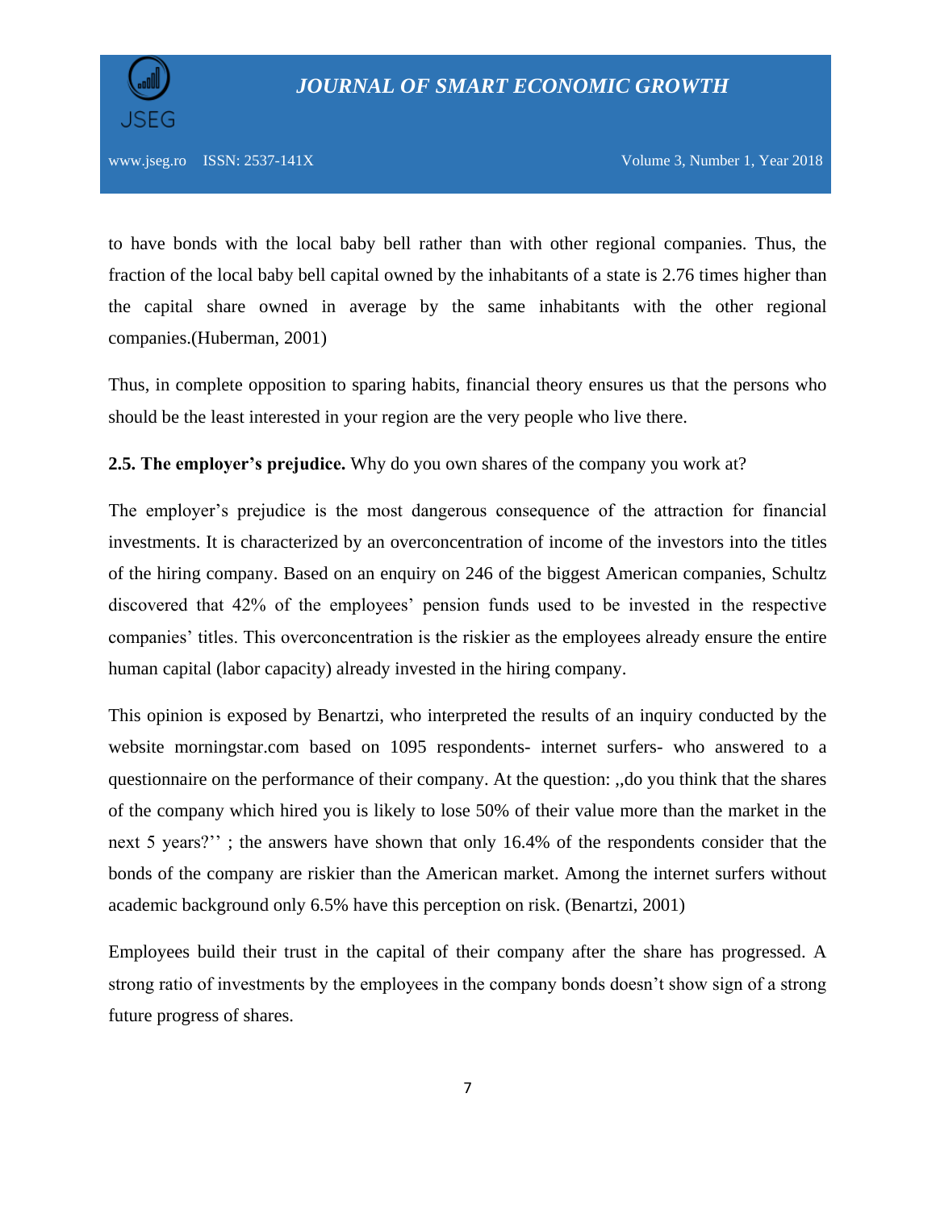to have bonds with the local baby bell rather than with other regional companies. Thus, the fraction of the local baby bell capital owned by the inhabitants of a state is 2.76 times higher than the capital share owned in average by the same inhabitants with the other regional companies.(Huberman, 2001)

Thus, in complete opposition to sparing habits, financial theory ensures us that the persons who should be the least interested in your region are the very people who live there.

**2.5. The employer's prejudice.** Why do you own shares of the company you work at?

The employer's prejudice is the most dangerous consequence of the attraction for financial investments. It is characterized by an overconcentration of income of the investors into the titles of the hiring company. Based on an enquiry on 246 of the biggest American companies, Schultz discovered that 42% of the employees' pension funds used to be invested in the respective companies' titles. This overconcentration is the riskier as the employees already ensure the entire human capital (labor capacity) already invested in the hiring company.

This opinion is exposed by Benartzi, who interpreted the results of an inquiry conducted by the website morningstar.com based on 1095 respondents- internet surfers- who answered to a questionnaire on the performance of their company. At the question: ,,do you think that the shares of the company which hired you is likely to lose 50% of their value more than the market in the next 5 years?'' ; the answers have shown that only 16.4% of the respondents consider that the bonds of the company are riskier than the American market. Among the internet surfers without academic background only 6.5% have this perception on risk. (Benartzi, 2001)

Employees build their trust in the capital of their company after the share has progressed. A strong ratio of investments by the employees in the company bonds doesn't show sign of a strong future progress of shares.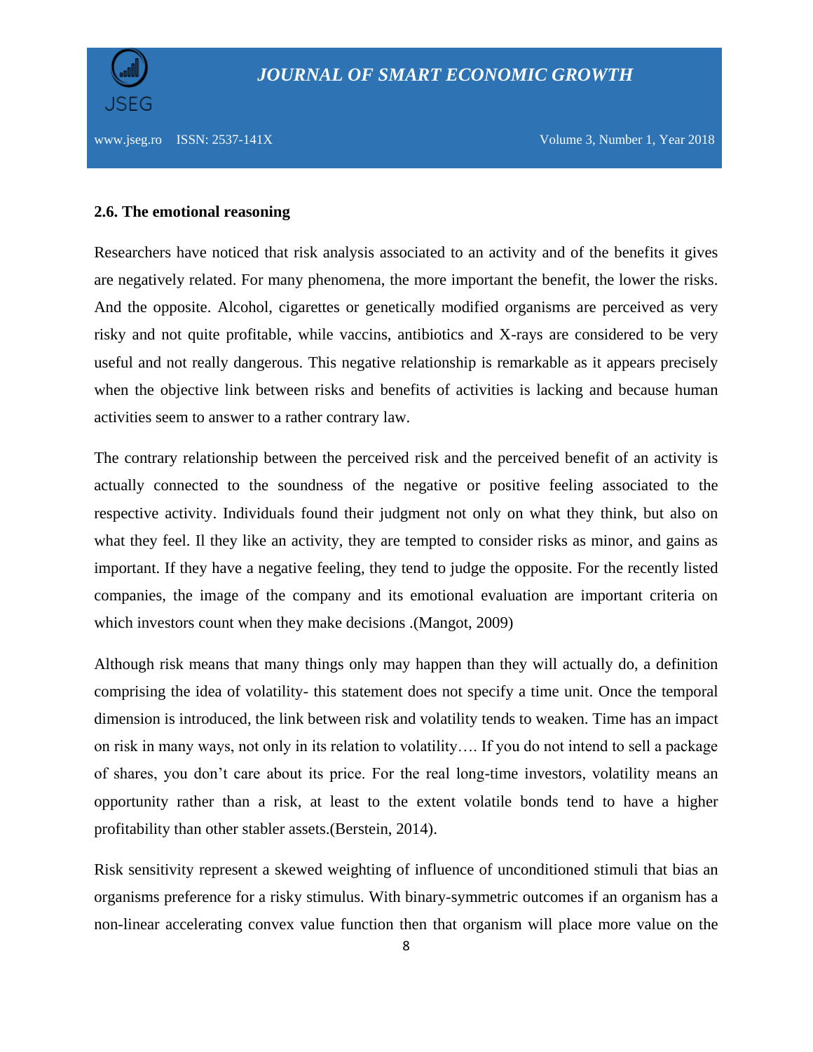### 2.6. The emotional reasoning

Researchers have noticed that risk analysis associated to an activity and of the benefits it gives are negatively related. For many phenomena, the more important the benefit, the lower the risks. And the opposite. Alcohol, cigarettes or genetically modified organisms are perceived as very risky and not quite profitable, while vaccins, antibiotics and X-rays are considered to be very useful and not really dangerous. This negative relationship is remarkable as it appears precisely when the objective link between risks and benefits of activities is lacking and because human activities seem to answer to a rather contrary law.

The contrary relationship between the perceived risk and the perceived benefit of an activity is actually connected to the soundness of the negative or positive feeling associated to the respective activity. Individuals found their judgment not only on what they think, but also on what they feel. Il they like an activity, they are tempted to consider risks as minor, and gains as important. If they have a negative feeling, they tend to judge the opposite. For the recently listed companies, the image of the company and its emotional evaluation are important criteria on which investors count when they make decisions .(Mangot, 2009)

Although risk means that many things only may happen than they will actually do, a definition comprising the idea of volatility- this statement does not specify a time unit. Once the temporal dimension is introduced, the link between risk and volatility tends to weaken. Time has an impact on risk in many ways, not only in its relation to volatility…. If you do not intend to sell a package of shares, you don't care about its price. For the real long-time investors, volatility means an opportunity rather than a risk, at least to the extent volatile bonds tend to have a higher profitability than other stabler assets.(Berstein, 2014).

Risk sensitivity represent a skewed weighting of influence of unconditioned stimuli that bias an organisms preference for a risky stimulus. With binary-symmetric outcomes if an organism has a non-linear accelerating convex value function then that organism will place more value on the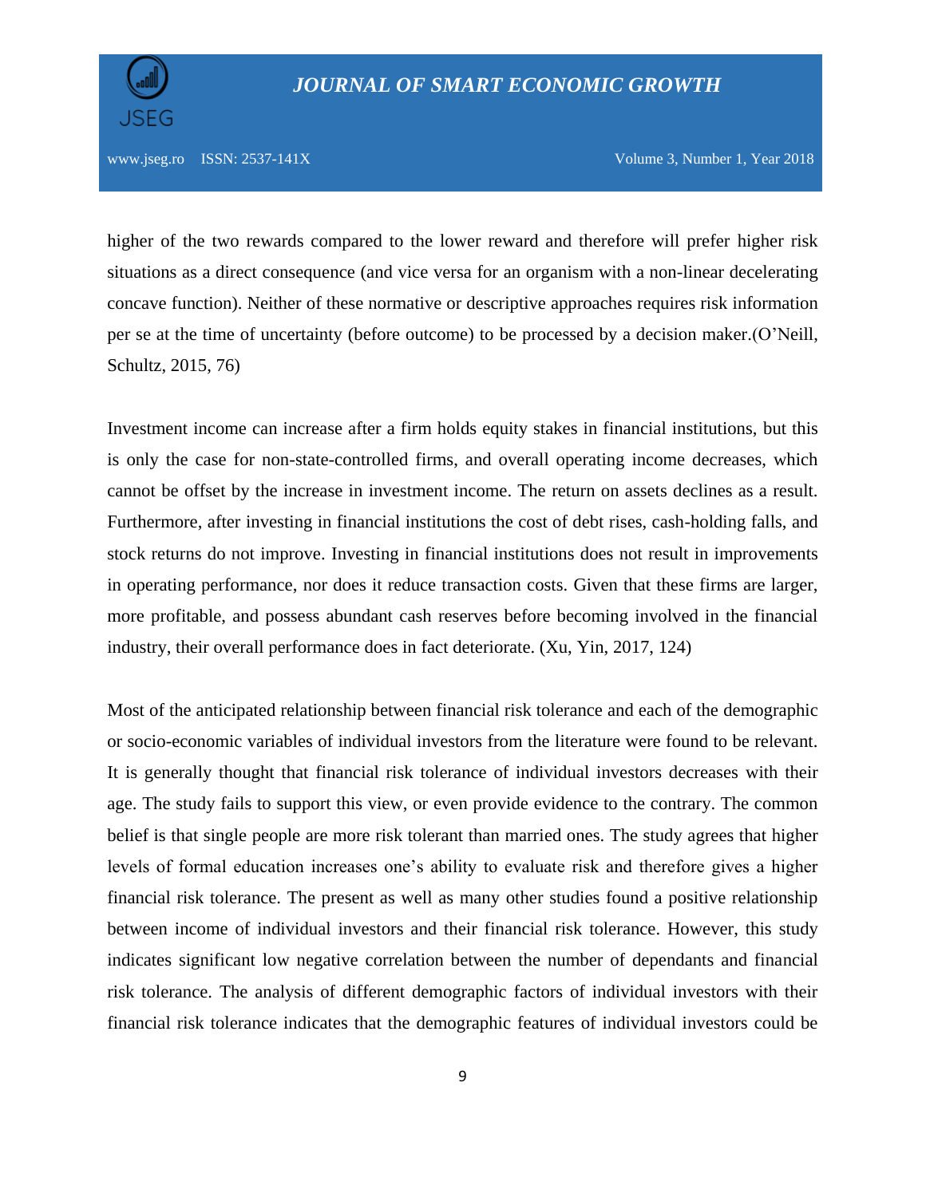higher of the two rewards compared to the lower reward and therefore will prefer higher risk situations as a direct consequence (and vice versa for an organism with a non-linear decelerating concave function). Neither of these normative or descriptive approaches requires risk information per se at the time of uncertainty (before outcome) to be processed by a decision maker.(O'Neill, Schultz, 2015, 76)

Investment income can increase after a firm holds equity stakes in financial institutions, but this is only the case for non-state-controlled firms, and overall operating income decreases, which cannot be offset by the increase in investment income. The return on assets declines as a result. Furthermore, after investing in financial institutions the cost of debt rises, cash-holding falls, and stock returns do not improve. Investing in financial institutions does not result in improvements in operating performance, nor does it reduce transaction costs. Given that these firms are larger, more profitable, and possess abundant cash reserves before becoming involved in the financial industry, their overall performance does in fact deteriorate. (Xu, Yin, 2017, 124)

Most of the anticipated relationship between financial risk tolerance and each of the demographic or socio-economic variables of individual investors from the literature were found to be relevant. It is generally thought that financial risk tolerance of individual investors decreases with their age. The study fails to support this view, or even provide evidence to the contrary. The common belief is that single people are more risk tolerant than married ones. The study agrees that higher levels of formal education increases one's ability to evaluate risk and therefore gives a higher financial risk tolerance. The present as well as many other studies found a positive relationship between income of individual investors and their financial risk tolerance. However, this study indicates significant low negative correlation between the number of dependants and financial risk tolerance. The analysis of different demographic factors of individual investors with their financial risk tolerance indicates that the demographic features of individual investors could be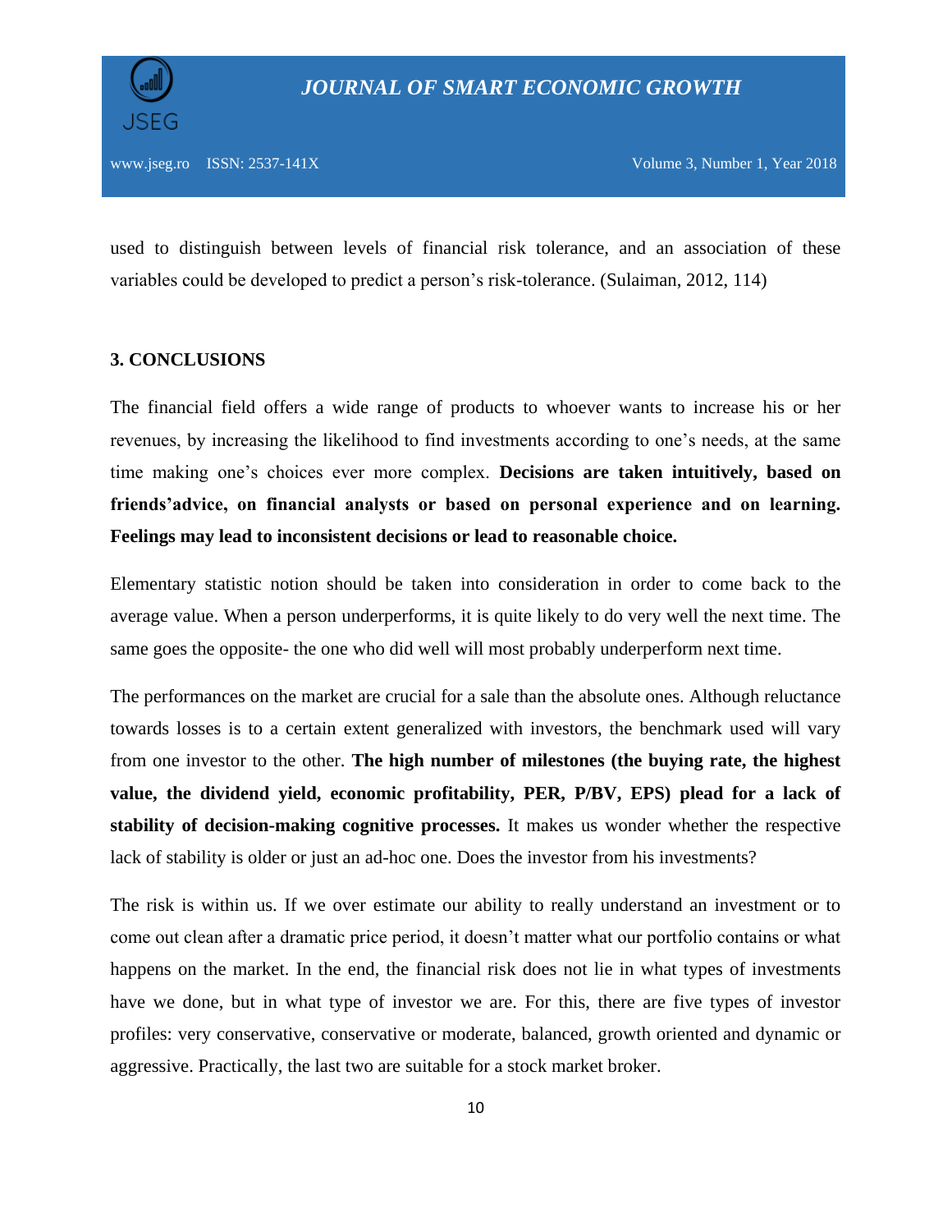used to distinguish between levels of financial risk tolerance, and an association of these variables could be developed to predict a person's risk-tolerance. (Sulaiman, 2012, 114)

## 3. CONCLUSIONS

The financial field offers a wide range of products to whoever wants to increase his or her revenues, by increasing the likelihood to find investments according to one's needs, at the same time making one's choices ever more complex. **Decisions are taken intuitively, based on friends'advice, on financial analysts or based on personal experience and on learning. Feelings may lead to inconsistent decisions or lead to reasonable choice.**

Elementary statistic notion should be taken into consideration in order to come back to the average value. When a person underperforms, it is quite likely to do very well the next time. The same goes the opposite- the one who did well will most probably underperform next time.

The performances on the market are crucial for a sale than the absolute ones. Although reluctance towards losses is to a certain extent generalized with investors, the benchmark used will vary from one investor to the other. **The high number of milestones (the buying rate, the highest value, the dividend yield, economic profitability, PER, P/BV, EPS) plead for a lack of stability of decision-making cognitive processes.** It makes us wonder whether the respective lack of stability is older or just an ad-hoc one. Does the investor from his investments?

The risk is within us. If we over estimate our ability to really understand an investment or to come out clean after a dramatic price period, it doesn't matter what our portfolio contains or what happens on the market. In the end, the financial risk does not lie in what types of investments have we done, but in what type of investor we are. For this, there are five types of investor profiles: very conservative, conservative or moderate, balanced, growth oriented and dynamic or aggressive. Practically, the last two are suitable for a stock market broker.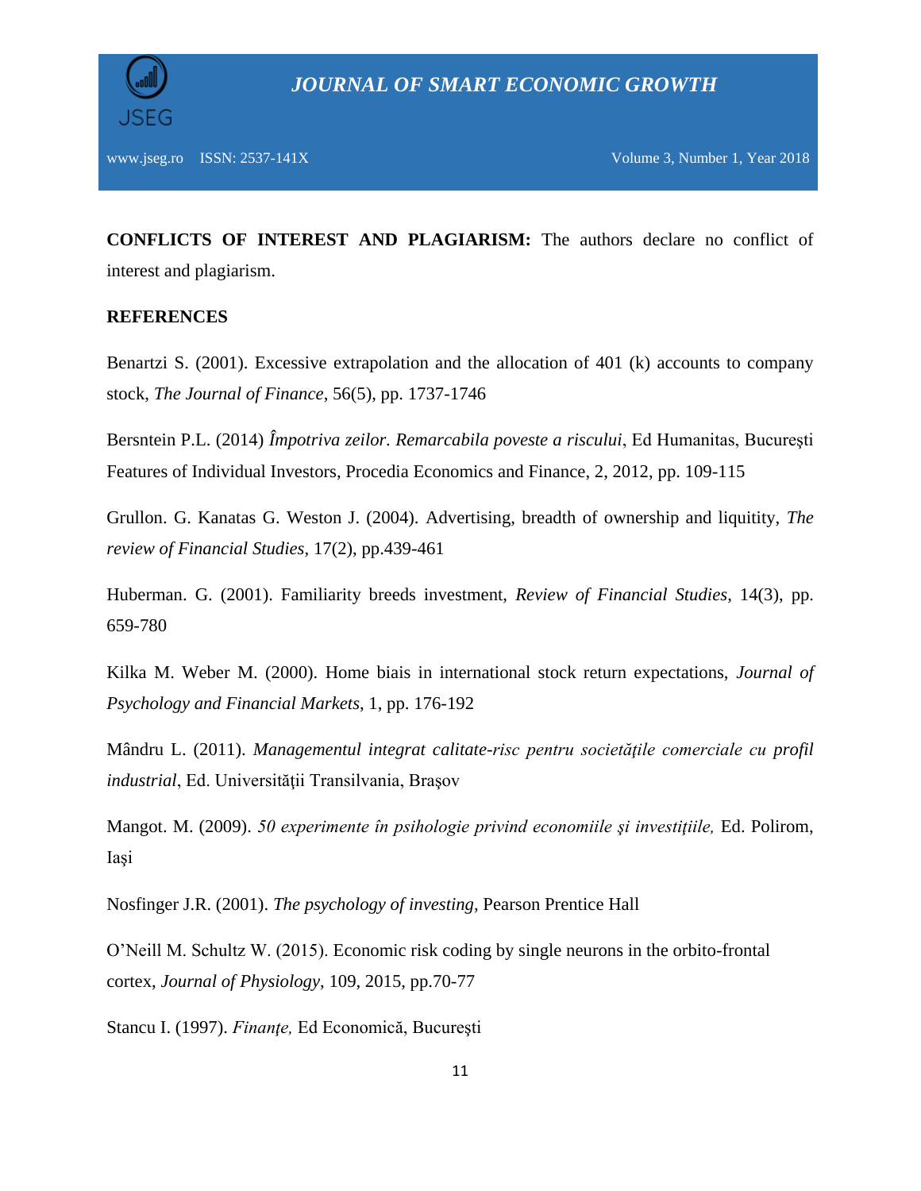**CONFLICTS OF INTEREST AND PLAGIARISM:** The authors declare no conflict of interest and plagiarism.

**REFERENCES**

Benartzi S. (2001). Excessive extrapolation and the allocation of 401 (k) accounts to company stock, *The Journal of Finance*, 56(5), pp. 1737-1746

Bersntein P.L. (2014) *Împotriva zeilor. Remarcabila poveste a riscului*, Ed Humanitas, Bucureşti Features of Individual Investors, Procedia Economics and Finance, 2, 2012, pp. 109-115

Grullon. G. Kanatas G. Weston J. (2004). Advertising, breadth of ownership and liquitity, *The review of Financial Studies*, 17(2), pp.439-461

Huberman. G. (2001). Familiarity breeds investment, *Review of Financial Studies*, 14(3), pp. 659-780

Kilka M. Weber M. (2000). Home biais in international stock return expectations, *Journal of Psychology and Financial Markets*, 1, pp. 176-192

Mândru L. (2011). *Managementul integrat calitate-risc pentru societăţile comerciale cu profil industrial*, Ed. Universităţii Transilvania, Braşov

Mangot. M. (2009). *50 experimente în psihologie privind economiile şi investiţiile,* Ed. Polirom, Iaşi

Nosfinger J.R. (2001). *The psychology of investing*, Pearson Prentice Hall

O'Neill M. Schultz W. (2015). Economic risk coding by single neurons in the orbito-frontal cortex, *Journal of Physiology*, 109, 2015, pp.70-77

Stancu I. (1997). *Finanţe,* Ed Economică, Bucureşti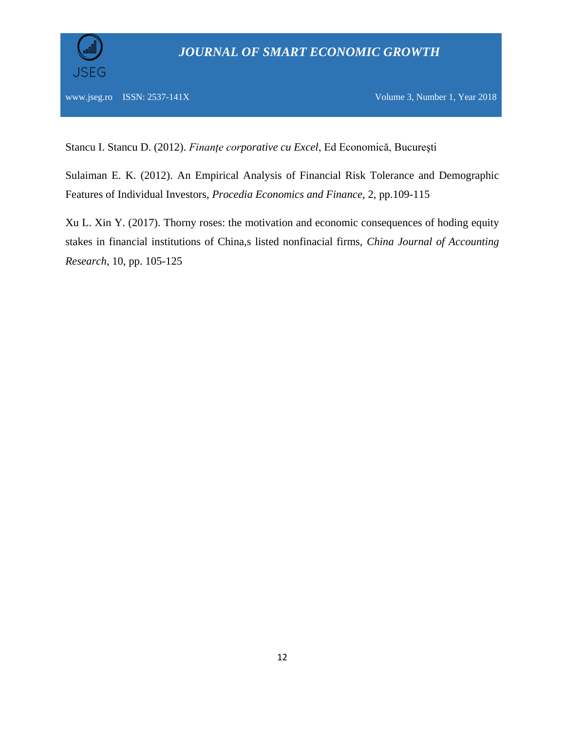Stancu I. Stancu D. (2012). *Finanţe corporative cu Excel*, Ed Economică, Bucureşti

Sulaiman E. K. (2012). An Empirical Analysis of Financial Risk Tolerance and Demographic Features of Individual Investors, *Procedia Economics and Finance*, 2, pp.109-115

Xu L. Xin Y. (2017). Thorny roses: the motivation and economic consequences of hoding equity stakes in financial institutions of China,s listed nonfinacial firms, *China Journal of Accounting Research*, 10, pp. 105-125